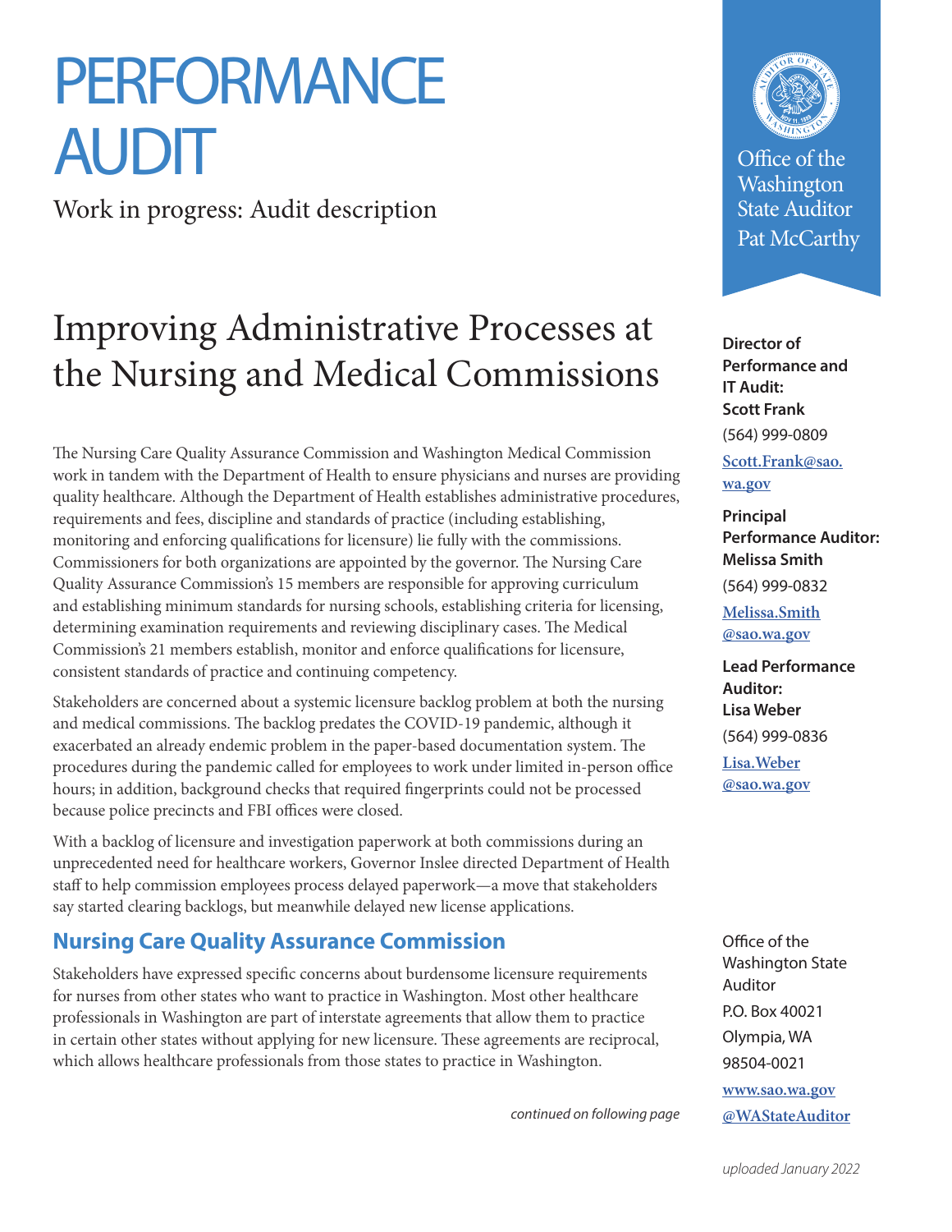# PERFORMANCE AUDIT

Work in progress: Audit description

# Improving Administrative Processes at the Nursing and Medical Commissions

The Nursing Care Quality Assurance Commission and Washington Medical Commission work in tandem with the Department of Health to ensure physicians and nurses are providing quality healthcare. Although the Department of Health establishes administrative procedures, requirements and fees, discipline and standards of practice (including establishing, monitoring and enforcing qualifications for licensure) lie fully with the commissions. Commissioners for both organizations are appointed by the governor. The Nursing Care Quality Assurance Commission's 15 members are responsible for approving curriculum and establishing minimum standards for nursing schools, establishing criteria for licensing, determining examination requirements and reviewing disciplinary cases. The Medical Commission's 21 members establish, monitor and enforce qualifications for licensure, consistent standards of practice and continuing competency.

Stakeholders are concerned about a systemic licensure backlog problem at both the nursing and medical commissions. The backlog predates the COVID-19 pandemic, although it exacerbated an already endemic problem in the paper-based documentation system. The procedures during the pandemic called for employees to work under limited in-person office hours; in addition, background checks that required fingerprints could not be processed because police precincts and FBI offices were closed.

With a backlog of licensure and investigation paperwork at both commissions during an unprecedented need for healthcare workers, Governor Inslee directed Department of Health staff to help commission employees process delayed paperwork—a move that stakeholders say started clearing backlogs, but meanwhile delayed new license applications.

## Nursing Care Quality Assurance Commission

Stakeholders have expressed specific concerns about burdensome licensure requirements for nurses from other states who want to practice in Washington. Most other healthcare professionals in Washington are part of interstate agreements that allow them to practice in certain other states without applying for new licensure. These agreements are reciprocal, which allows healthcare professionals from those states to practice in Washington.

*continued on following page*

Office of the Washington State Auditor Pat McCarthy

**Director of Performance and IT Audit: Scott Frank**
(564) 999-0809
Scott.Frank@sao.wa.gov

**Principal Performance Auditor: Melissa Smith**
(564) 999-0832
Melissa.Smith@sao.wa.gov

**Lead Performance Auditor: Lisa Weber**
(564) 999-0836
Lisa.Weber@sao.wa.gov

Office of the Washington State Auditor
P.O. Box 40021
Olympia, WA 98504-0021
www.sao.wa.gov
@WAStateAuditor

*uploaded January 2022*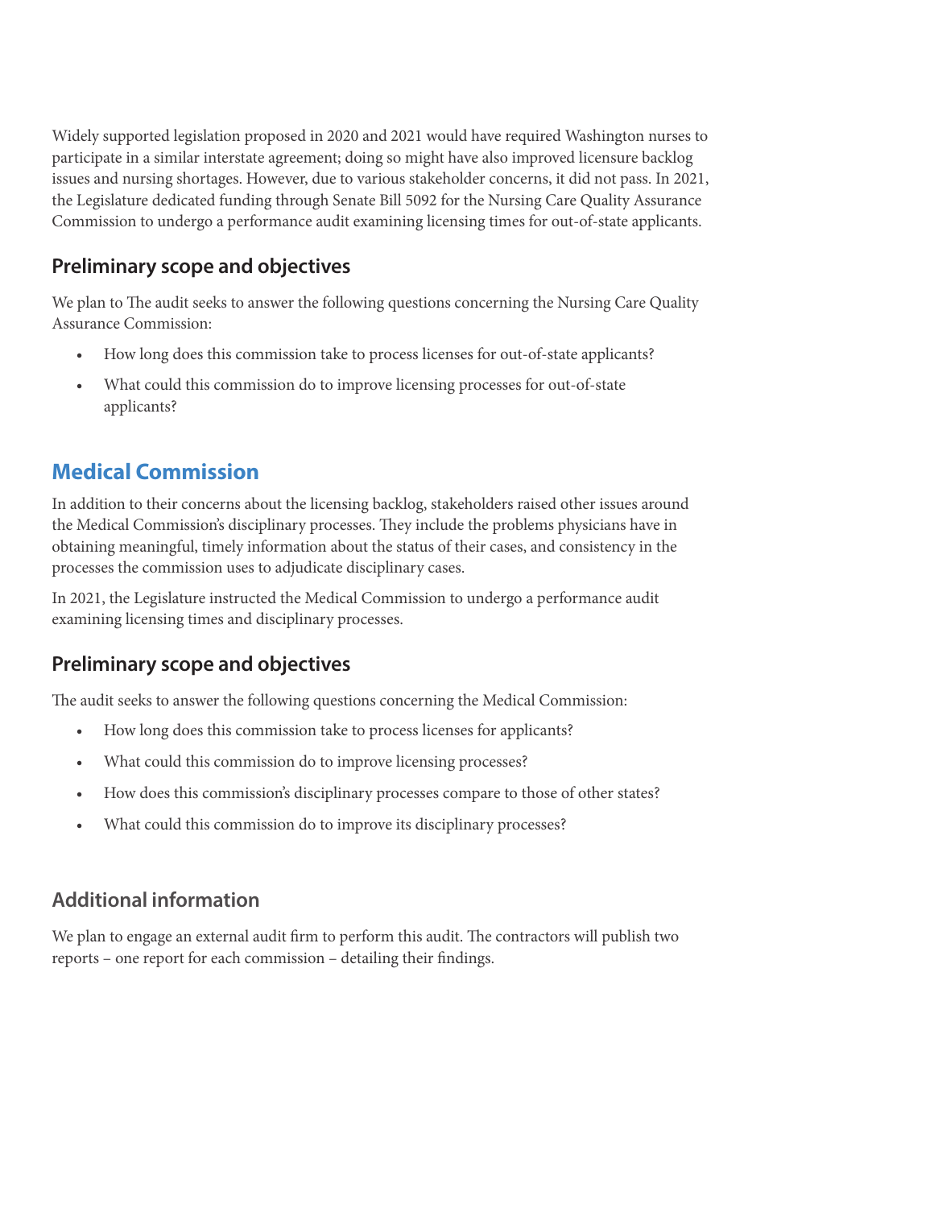Widely supported legislation proposed in 2020 and 2021 would have required Washington nurses to participate in a similar interstate agreement; doing so might have also improved licensure backlog issues and nursing shortages. However, due to various stakeholder concerns, it did not pass. In 2021, the Legislature dedicated funding through Senate Bill 5092 for the Nursing Care Quality Assurance Commission to undergo a performance audit examining licensing times for out-of-state applicants.

### Preliminary scope and objectives

We plan to The audit seeks to answer the following questions concerning the Nursing Care Quality Assurance Commission:

- How long does this commission take to process licenses for out-of-state applicants?
- What could this commission do to improve licensing processes for out-of-state applicants?

## Medical Commission

In addition to their concerns about the licensing backlog, stakeholders raised other issues around the Medical Commission's disciplinary processes. They include the problems physicians have in obtaining meaningful, timely information about the status of their cases, and consistency in the processes the commission uses to adjudicate disciplinary cases.

In 2021, the Legislature instructed the Medical Commission to undergo a performance audit examining licensing times and disciplinary processes.

### Preliminary scope and objectives

The audit seeks to answer the following questions concerning the Medical Commission:

- How long does this commission take to process licenses for applicants?
- What could this commission do to improve licensing processes?
- How does this commission's disciplinary processes compare to those of other states?
- What could this commission do to improve its disciplinary processes?

### Additional information

We plan to engage an external audit firm to perform this audit. The contractors will publish two reports – one report for each commission – detailing their findings.